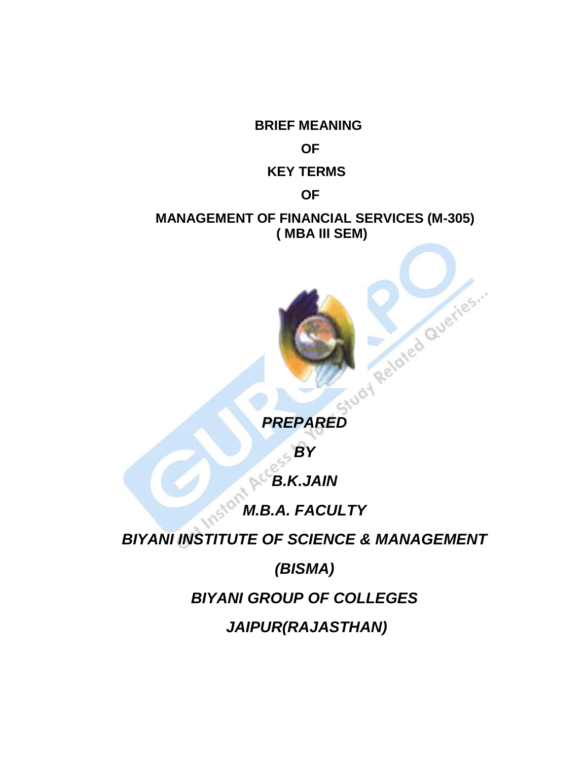# BRIEF MEANING

# OF

# KEY TERMS

# OF

# MANAGEMENT OF FINANCIAL SERVICES (M-305)
# ( MBA III SEM)

***PREPARED***

***BY***

***B.K.JAIN***

***M.B.A. FACULTY***

***BIYANI INSTITUTE OF SCIENCE & MANAGEMENT***

***(BISMA)***

***BIYANI GROUP OF COLLEGES***

***JAIPUR(RAJASTHAN)***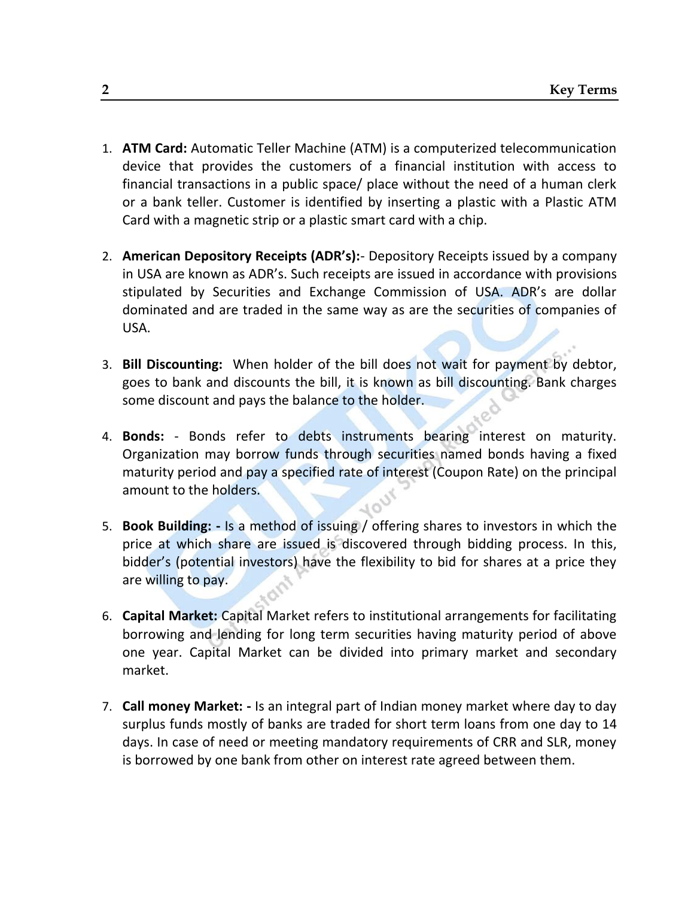1. **ATM Card:** Automatic Teller Machine (ATM) is a computerized telecommunication device that provides the customers of a financial institution with access to financial transactions in a public space/ place without the need of a human clerk or a bank teller. Customer is identified by inserting a plastic with a Plastic ATM Card with a magnetic strip or a plastic smart card with a chip.

2. **American Depository Receipts (ADR's):**- Depository Receipts issued by a company in USA are known as ADR's. Such receipts are issued in accordance with provisions stipulated by Securities and Exchange Commission of USA. ADR's are dollar dominated and are traded in the same way as are the securities of companies of USA.

3. **Bill Discounting:** When holder of the bill does not wait for payment by debtor, goes to bank and discounts the bill, it is known as bill discounting. Bank charges some discount and pays the balance to the holder.

4. **Bonds:** - Bonds refer to debts instruments bearing interest on maturity. Organization may borrow funds through securities named bonds having a fixed maturity period and pay a specified rate of interest (Coupon Rate) on the principal amount to the holders.

5. **Book Building: -** Is a method of issuing / offering shares to investors in which the price at which share are issued is discovered through bidding process. In this, bidder's (potential investors) have the flexibility to bid for shares at a price they are willing to pay.

6. **Capital Market:** Capital Market refers to institutional arrangements for facilitating borrowing and lending for long term securities having maturity period of above one year. Capital Market can be divided into primary market and secondary market.

7. **Call money Market: -** Is an integral part of Indian money market where day to day surplus funds mostly of banks are traded for short term loans from one day to 14 days. In case of need or meeting mandatory requirements of CRR and SLR, money is borrowed by one bank from other on interest rate agreed between them.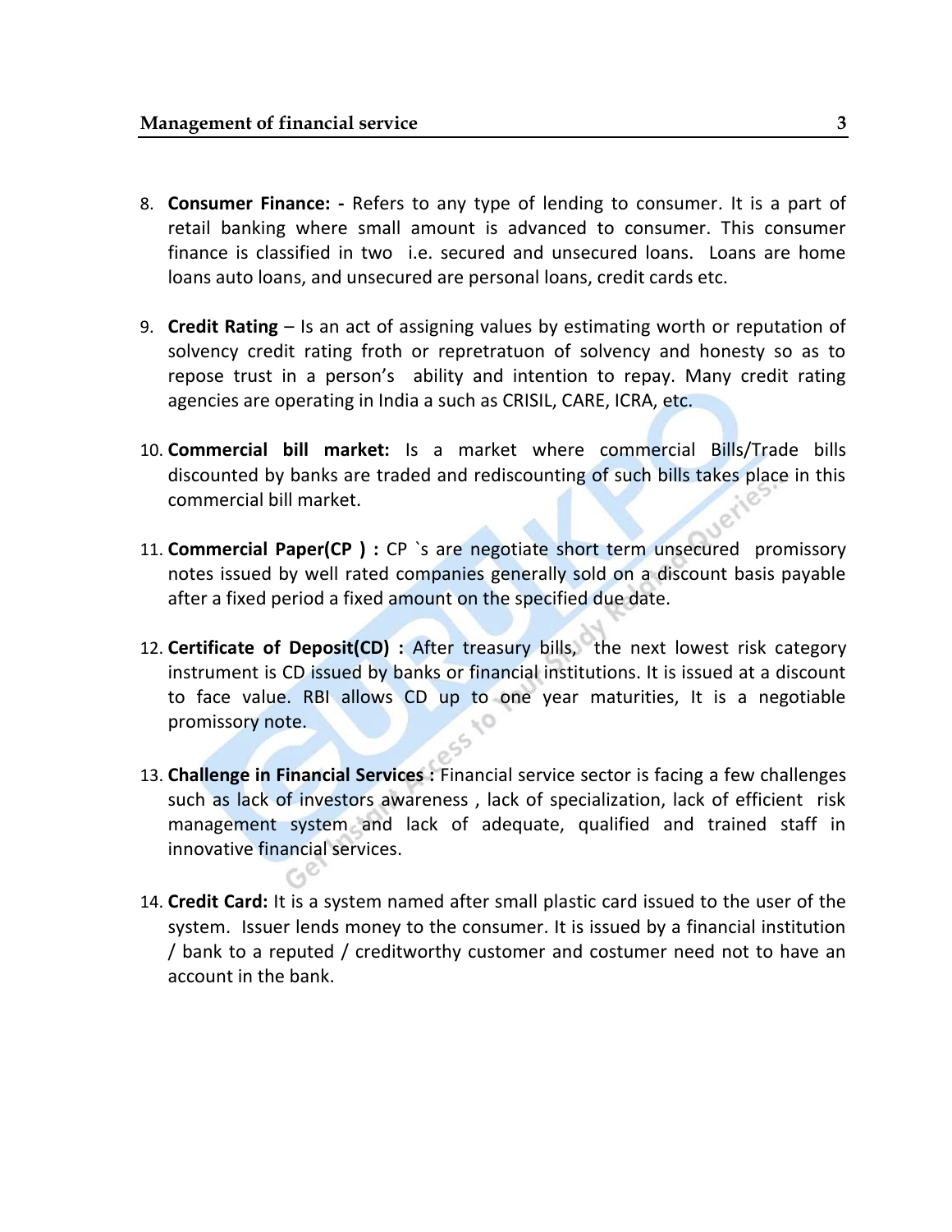8. **Consumer Finance: -** Refers to any type of lending to consumer. It is a part of retail banking where small amount is advanced to consumer. This consumer finance is classified in two i.e. secured and unsecured loans. Loans are home loans auto loans, and unsecured are personal loans, credit cards etc.

9. **Credit Rating** – Is an act of assigning values by estimating worth or reputation of solvency credit rating froth or repretratuon of solvency and honesty so as to repose trust in a person's ability and intention to repay. Many credit rating agencies are operating in India a such as CRISIL, CARE, ICRA, etc.

10. **Commercial bill market:** Is a market where commercial Bills/Trade bills discounted by banks are traded and rediscounting of such bills takes place in this commercial bill market.

11. **Commercial Paper(CP ) :** CP `s are negotiate short term unsecured promissory notes issued by well rated companies generally sold on a discount basis payable after a fixed period a fixed amount on the specified due date.

12. **Certificate of Deposit(CD) :** After treasury bills, the next lowest risk category instrument is CD issued by banks or financial institutions. It is issued at a discount to face value. RBI allows CD up to one year maturities, It is a negotiable promissory note.

13. **Challenge in Financial Services :** Financial service sector is facing a few challenges such as lack of investors awareness , lack of specialization, lack of efficient risk management system and lack of adequate, qualified and trained staff in innovative financial services.

14. **Credit Card:** It is a system named after small plastic card issued to the user of the system. Issuer lends money to the consumer. It is issued by a financial institution / bank to a reputed / creditworthy customer and costumer need not to have an account in the bank.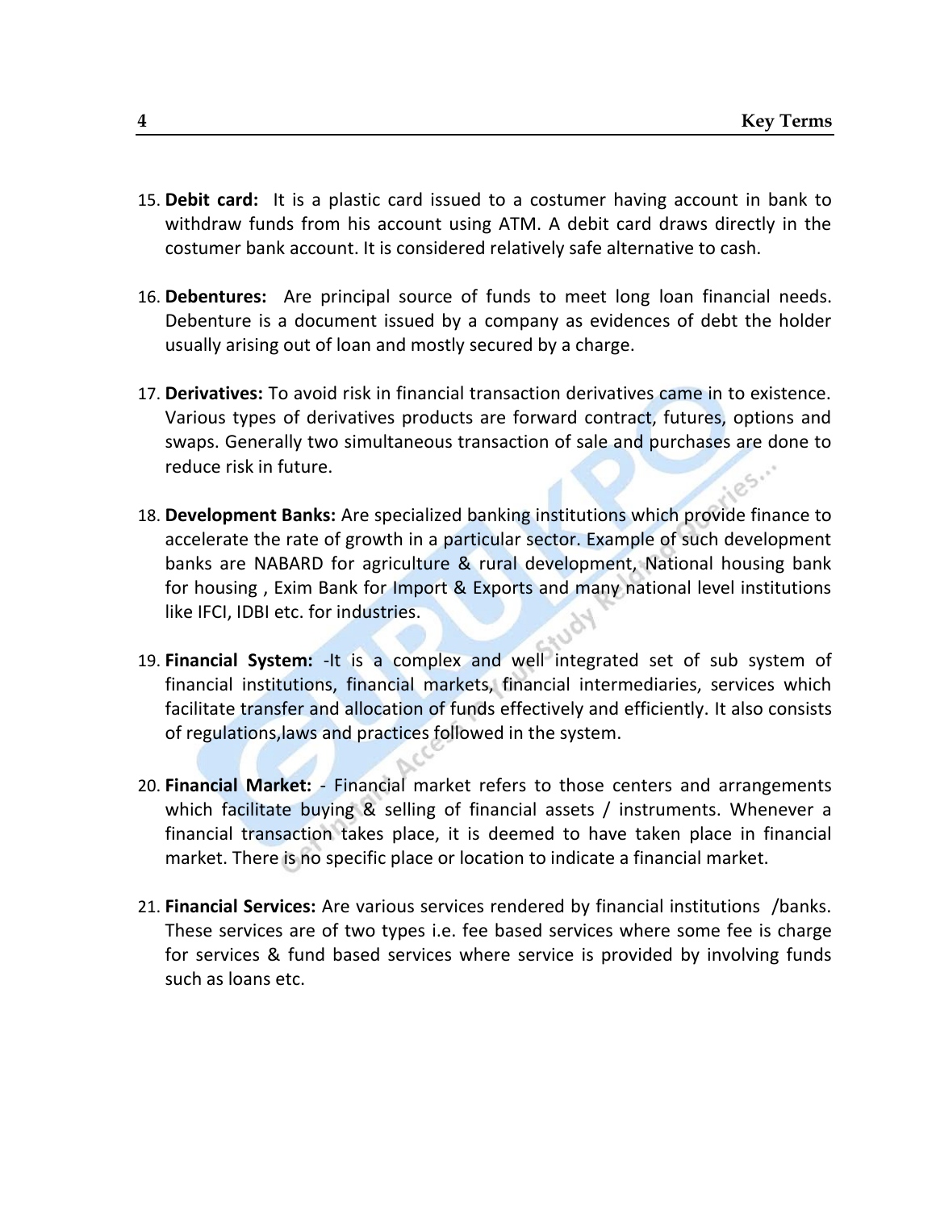15. **Debit card:** It is a plastic card issued to a costumer having account in bank to withdraw funds from his account using ATM. A debit card draws directly in the costumer bank account. It is considered relatively safe alternative to cash.

16. **Debentures:** Are principal source of funds to meet long loan financial needs. Debenture is a document issued by a company as evidences of debt the holder usually arising out of loan and mostly secured by a charge.

17. **Derivatives:** To avoid risk in financial transaction derivatives came in to existence. Various types of derivatives products are forward contract, futures, options and swaps. Generally two simultaneous transaction of sale and purchases are done to reduce risk in future.

18. **Development Banks:** Are specialized banking institutions which provide finance to accelerate the rate of growth in a particular sector. Example of such development banks are NABARD for agriculture & rural development, National housing bank for housing , Exim Bank for Import & Exports and many national level institutions like IFCI, IDBI etc. for industries.

19. **Financial System:** -It is a complex and well integrated set of sub system of financial institutions, financial markets, financial intermediaries, services which facilitate transfer and allocation of funds effectively and efficiently. It also consists of regulations,laws and practices followed in the system.

20. **Financial Market:** - Financial market refers to those centers and arrangements which facilitate buying & selling of financial assets / instruments. Whenever a financial transaction takes place, it is deemed to have taken place in financial market. There is no specific place or location to indicate a financial market.

21. **Financial Services:** Are various services rendered by financial institutions /banks. These services are of two types i.e. fee based services where some fee is charge for services & fund based services where service is provided by involving funds such as loans etc.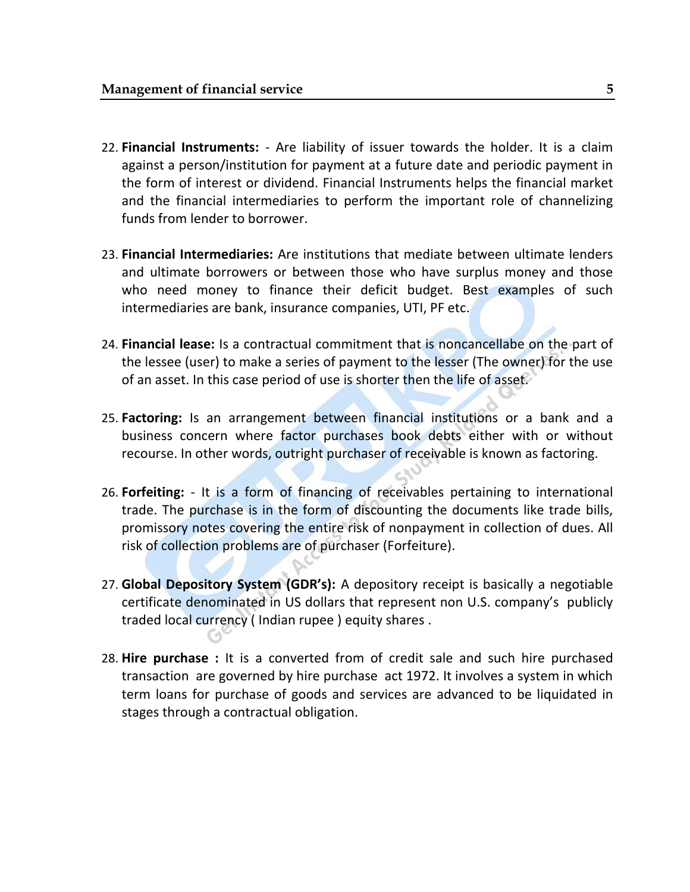22. **Financial Instruments:** - Are liability of issuer towards the holder. It is a claim against a person/institution for payment at a future date and periodic payment in the form of interest or dividend. Financial Instruments helps the financial market and the financial intermediaries to perform the important role of channelizing funds from lender to borrower.

23. **Financial Intermediaries:** Are institutions that mediate between ultimate lenders and ultimate borrowers or between those who have surplus money and those who need money to finance their deficit budget. Best examples of such intermediaries are bank, insurance companies, UTI, PF etc.

24. **Financial lease:** Is a contractual commitment that is noncancellabe on the part of the lessee (user) to make a series of payment to the lesser (The owner) for the use of an asset. In this case period of use is shorter then the life of asset.

25. **Factoring:** Is an arrangement between financial institutions or a bank and a business concern where factor purchases book debts either with or without recourse. In other words, outright purchaser of receivable is known as factoring.

26. **Forfeiting:** - It is a form of financing of receivables pertaining to international trade. The purchase is in the form of discounting the documents like trade bills, promissory notes covering the entire risk of nonpayment in collection of dues. All risk of collection problems are of purchaser (Forfeiture).

27. **Global Depository System (GDR's):** A depository receipt is basically a negotiable certificate denominated in US dollars that represent non U.S. company's publicly traded local currency ( Indian rupee ) equity shares .

28. **Hire purchase :** It is a converted from of credit sale and such hire purchased transaction are governed by hire purchase act 1972. It involves a system in which term loans for purchase of goods and services are advanced to be liquidated in stages through a contractual obligation.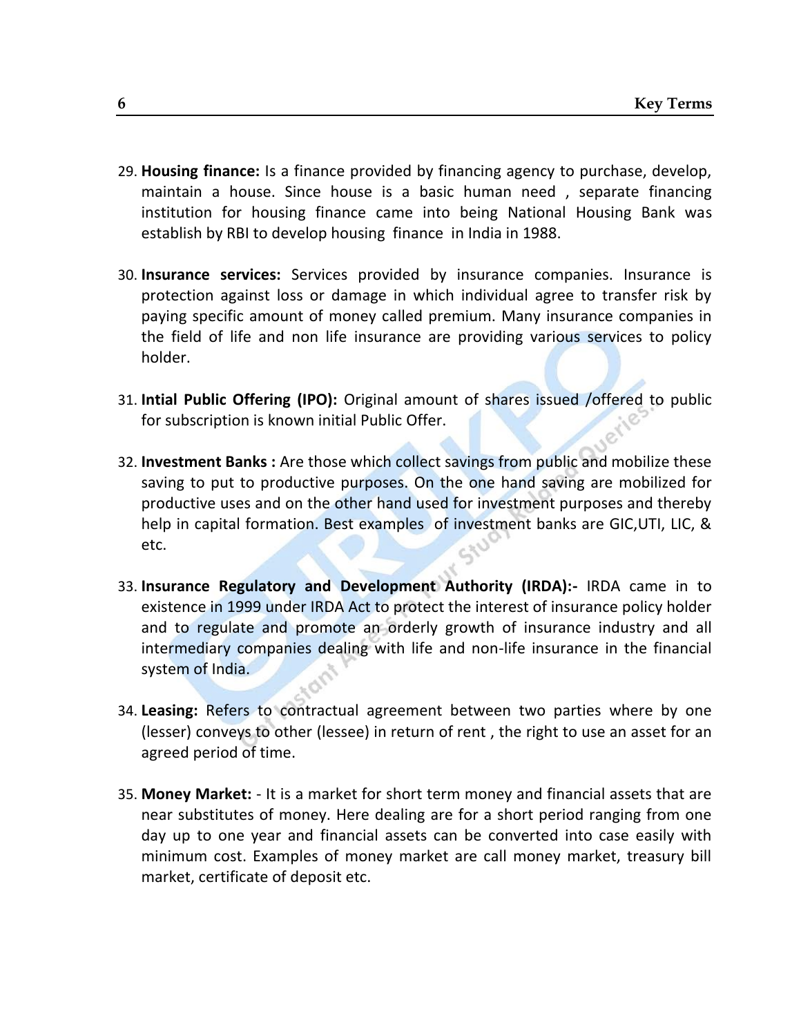29. **Housing finance:** Is a finance provided by financing agency to purchase, develop, maintain a house. Since house is a basic human need , separate financing institution for housing finance came into being National Housing Bank was establish by RBI to develop housing finance in India in 1988.

30. **Insurance services:** Services provided by insurance companies. Insurance is protection against loss or damage in which individual agree to transfer risk by paying specific amount of money called premium. Many insurance companies in the field of life and non life insurance are providing various services to policy holder.

31. **Intial Public Offering (IPO):** Original amount of shares issued /offered to public for subscription is known initial Public Offer.

32. **Investment Banks :** Are those which collect savings from public and mobilize these saving to put to productive purposes. On the one hand saving are mobilized for productive uses and on the other hand used for investment purposes and thereby help in capital formation. Best examples of investment banks are GIC,UTI, LIC, & etc.

33. **Insurance Regulatory and Development Authority (IRDA):-** IRDA came in to existence in 1999 under IRDA Act to protect the interest of insurance policy holder and to regulate and promote an orderly growth of insurance industry and all intermediary companies dealing with life and non-life insurance in the financial system of India.

34. **Leasing:** Refers to contractual agreement between two parties where by one (lesser) conveys to other (lessee) in return of rent , the right to use an asset for an agreed period of time.

35. **Money Market:** - It is a market for short term money and financial assets that are near substitutes of money. Here dealing are for a short period ranging from one day up to one year and financial assets can be converted into case easily with minimum cost. Examples of money market are call money market, treasury bill market, certificate of deposit etc.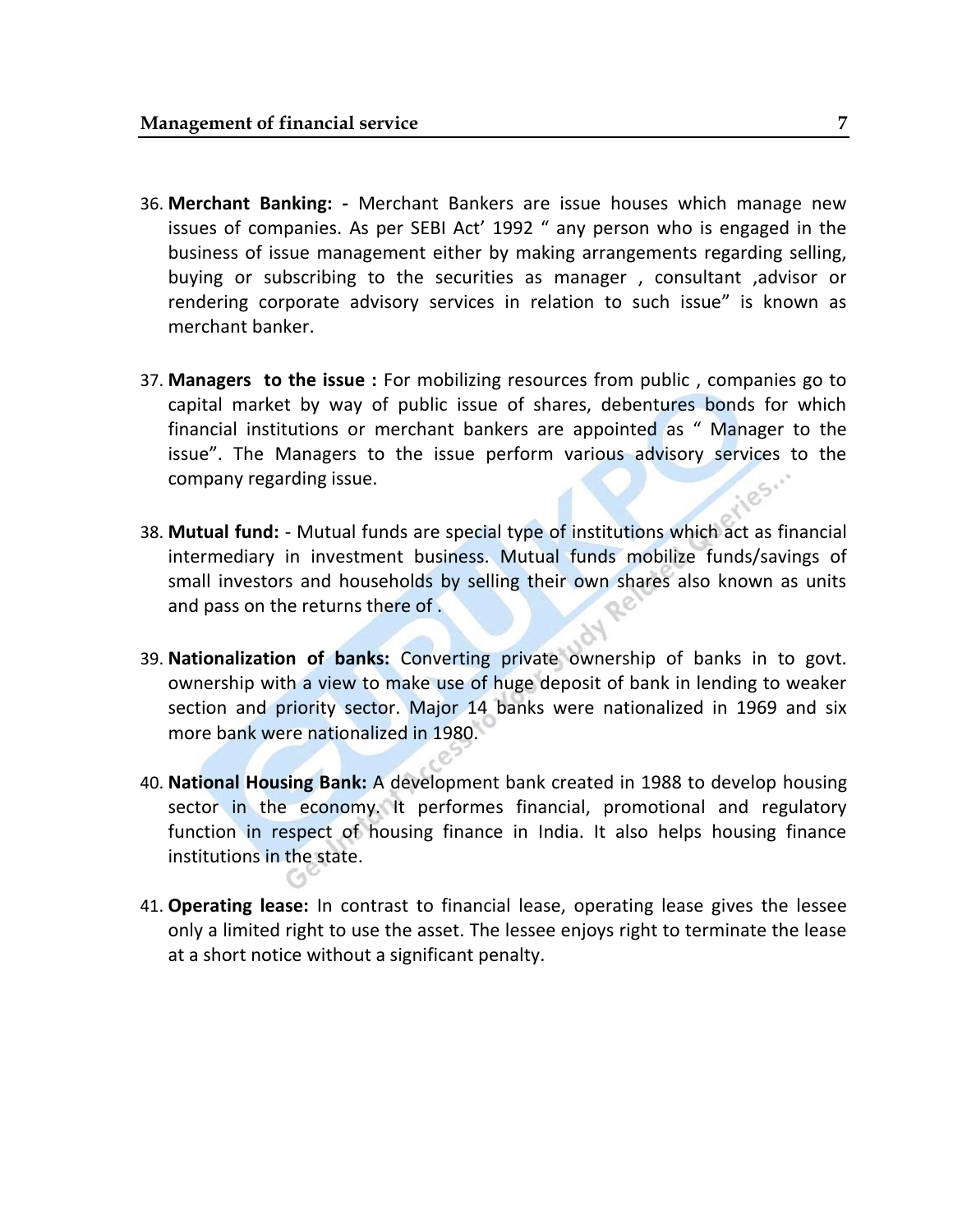36. **Merchant Banking: -** Merchant Bankers are issue houses which manage new issues of companies. As per SEBI Act' 1992 " any person who is engaged in the business of issue management either by making arrangements regarding selling, buying or subscribing to the securities as manager , consultant ,advisor or rendering corporate advisory services in relation to such issue" is known as merchant banker.

37. **Managers to the issue :** For mobilizing resources from public , companies go to capital market by way of public issue of shares, debentures bonds for which financial institutions or merchant bankers are appointed as " Manager to the issue". The Managers to the issue perform various advisory services to the company regarding issue.

38. **Mutual fund:** - Mutual funds are special type of institutions which act as financial intermediary in investment business. Mutual funds mobilize funds/savings of small investors and households by selling their own shares also known as units and pass on the returns there of .

39. **Nationalization of banks:** Converting private ownership of banks in to govt. ownership with a view to make use of huge deposit of bank in lending to weaker section and priority sector. Major 14 banks were nationalized in 1969 and six more bank were nationalized in 1980.

40. **National Housing Bank:** A development bank created in 1988 to develop housing sector in the economy. It performes financial, promotional and regulatory function in respect of housing finance in India. It also helps housing finance institutions in the state.

41. **Operating lease:** In contrast to financial lease, operating lease gives the lessee only a limited right to use the asset. The lessee enjoys right to terminate the lease at a short notice without a significant penalty.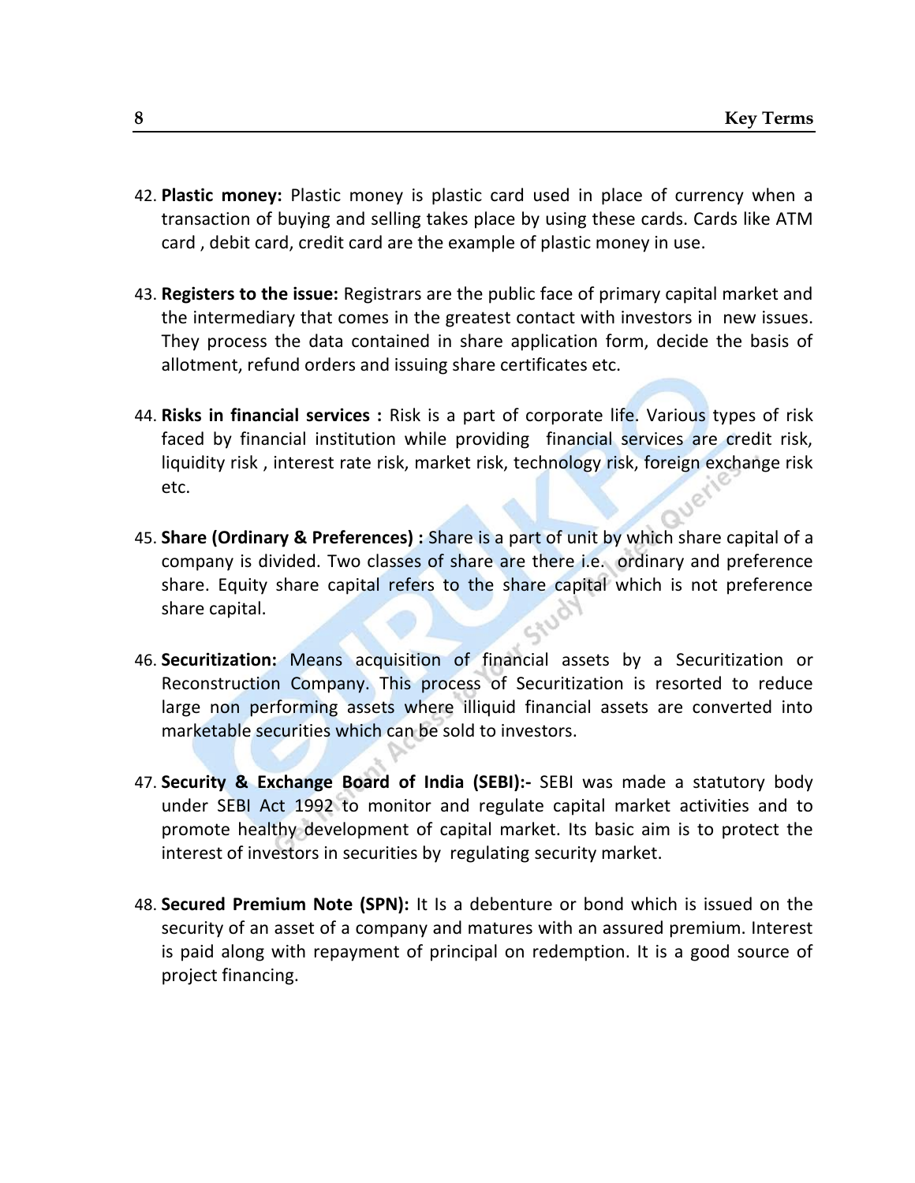42. **Plastic money:** Plastic money is plastic card used in place of currency when a transaction of buying and selling takes place by using these cards. Cards like ATM card , debit card, credit card are the example of plastic money in use.

43. **Registers to the issue:** Registrars are the public face of primary capital market and the intermediary that comes in the greatest contact with investors in new issues. They process the data contained in share application form, decide the basis of allotment, refund orders and issuing share certificates etc.

44. **Risks in financial services :** Risk is a part of corporate life. Various types of risk faced by financial institution while providing financial services are credit risk, liquidity risk , interest rate risk, market risk, technology risk, foreign exchange risk etc.

45. **Share (Ordinary & Preferences) :** Share is a part of unit by which share capital of a company is divided. Two classes of share are there i.e. ordinary and preference share. Equity share capital refers to the share capital which is not preference share capital.

46. **Securitization:** Means acquisition of financial assets by a Securitization or Reconstruction Company. This process of Securitization is resorted to reduce large non performing assets where illiquid financial assets are converted into marketable securities which can be sold to investors.

47. **Security & Exchange Board of India (SEBI):-** SEBI was made a statutory body under SEBI Act 1992 to monitor and regulate capital market activities and to promote healthy development of capital market. Its basic aim is to protect the interest of investors in securities by regulating security market.

48. **Secured Premium Note (SPN):** It Is a debenture or bond which is issued on the security of an asset of a company and matures with an assured premium. Interest is paid along with repayment of principal on redemption. It is a good source of project financing.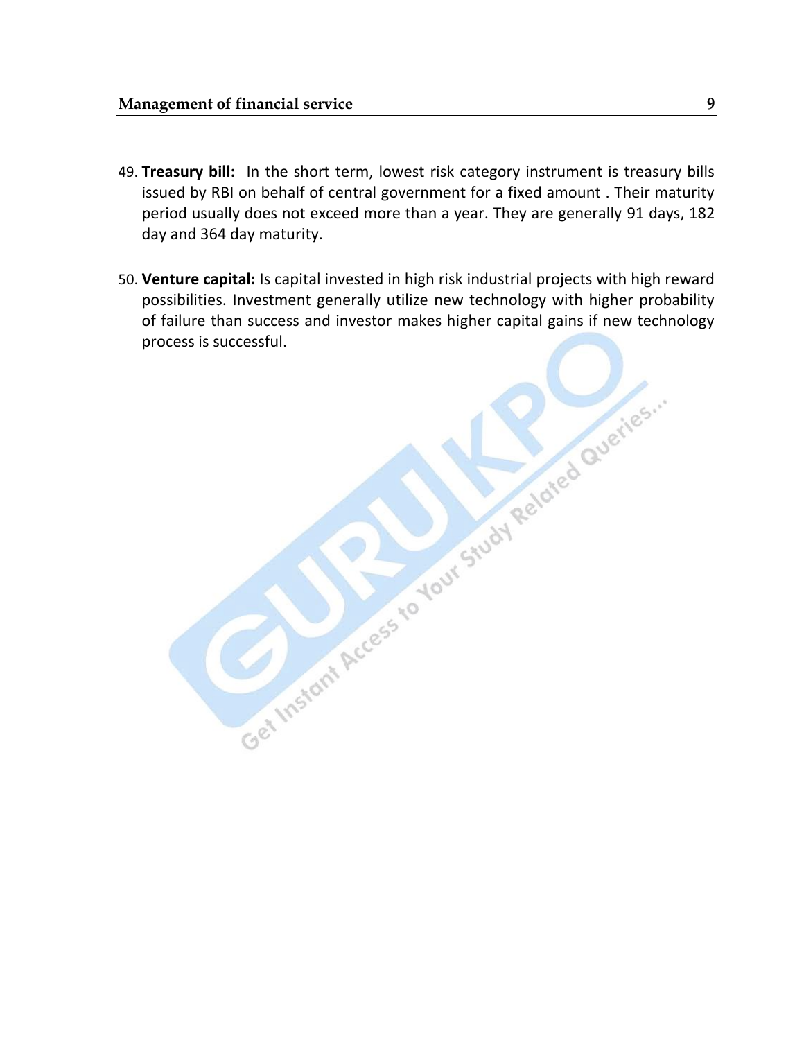49. **Treasury bill:** In the short term, lowest risk category instrument is treasury bills issued by RBI on behalf of central government for a fixed amount . Their maturity period usually does not exceed more than a year. They are generally 91 days, 182 day and 364 day maturity.

50. **Venture capital:** Is capital invested in high risk industrial projects with high reward possibilities. Investment generally utilize new technology with higher probability of failure than success and investor makes higher capital gains if new technology process is successful.